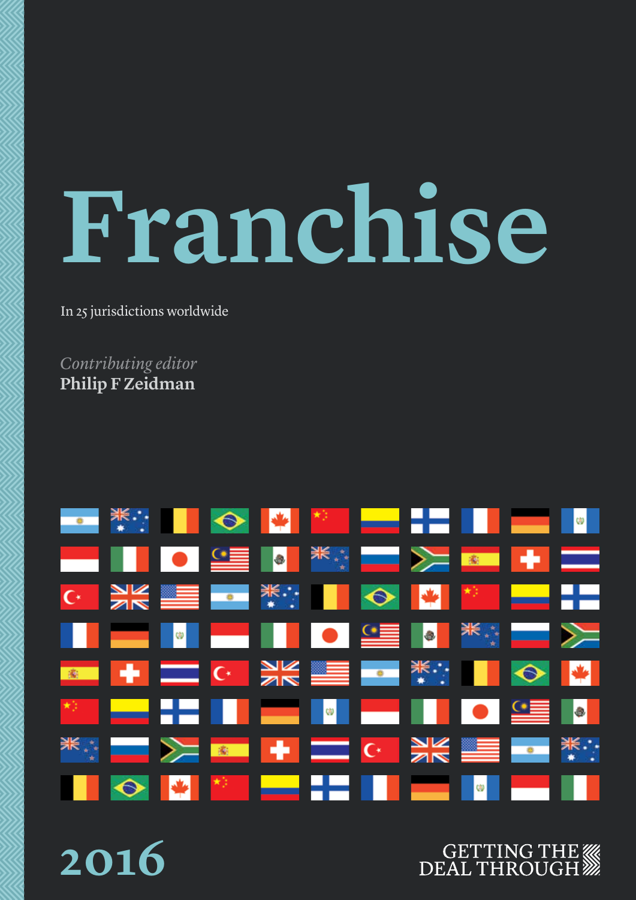# Franchise

In 25 jurisdictions worldwide

*Contributing editor*
**Philip F Zeidman**

2016

GETTING THE DEAL THROUGH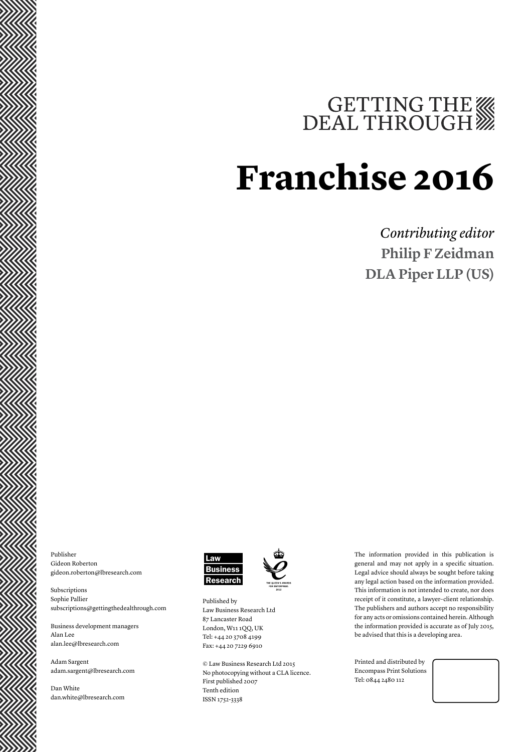GETTING THE DEAL THROUGH

# Franchise 2016

*Contributing editor*

**Philip F Zeidman**

**DLA Piper LLP (US)**

Publisher
Gideon Roberton
gideon.roberton@lbresearch.com

Subscriptions
Sophie Pallier
subscriptions@gettingthedealthrough.com

Business development managers
Alan Lee
alan.lee@lbresearch.com

Adam Sargent
adam.sargent@lbresearch.com

Dan White
dan.white@lbresearch.com

Law Business Research

THE QUEEN'S AWARDS FOR ENTERPRISE: 2012

Published by
Law Business Research Ltd
87 Lancaster Road
London, W11 1QQ, UK
Tel: +44 20 3708 4199
Fax: +44 20 7229 6910

© Law Business Research Ltd 2015
No photocopying without a CLA licence.
First published 2007
Tenth edition
ISSN 1752-3338

The information provided in this publication is general and may not apply in a specific situation. Legal advice should always be sought before taking any legal action based on the information provided. This information is not intended to create, nor does receipt of it constitute, a lawyer–client relationship. The publishers and authors accept no responsibility for any acts or omissions contained herein. Although the information provided is accurate as of July 2015, be advised that this is a developing area.

Printed and distributed by
Encompass Print Solutions
Tel: 0844 2480 112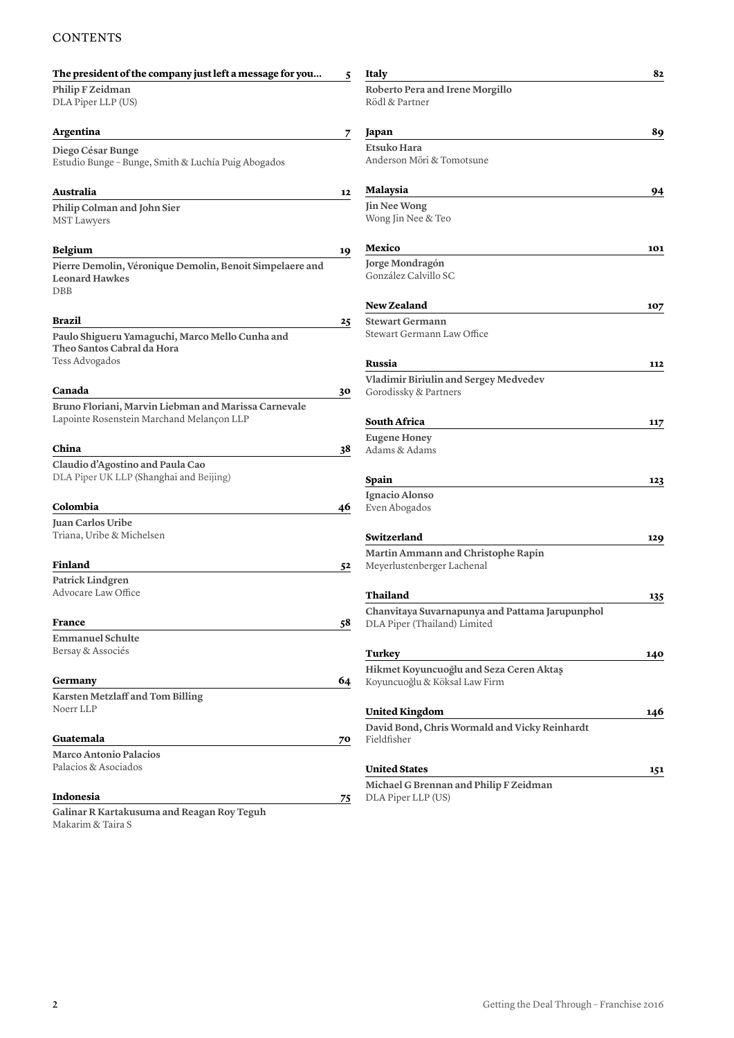# CONTENTS

**The president of the company just left a message for you...** 5
**Philip F Zeidman**
DLA Piper LLP (US)

**Argentina** 7
**Diego César Bunge**
Estudio Bunge – Bunge, Smith & Luchía Puig Abogados

**Australia** 12
**Philip Colman and John Sier**
MST Lawyers

**Belgium** 19
**Pierre Demolin, Véronique Demolin, Benoit Simpelaere and Leonard Hawkes**
DBB

**Brazil** 25
**Paulo Shigueru Yamaguchi, Marco Mello Cunha and Theo Santos Cabral da Hora**
Tess Advogados

**Canada** 30
**Bruno Floriani, Marvin Liebman and Marissa Carnevale**
Lapointe Rosenstein Marchand Melançon LLP

**China** 38
**Claudio d'Agostino and Paula Cao**
DLA Piper UK LLP (Shanghai and Beijing)

**Colombia** 46
**Juan Carlos Uribe**
Triana, Uribe & Michelsen

**Finland** 52
**Patrick Lindgren**
Advocare Law Office

**France** 58
**Emmanuel Schulte**
Bersay & Associés

**Germany** 64
**Karsten Metzlaff and Tom Billing**
Noerr LLP

**Guatemala** 70
**Marco Antonio Palacios**
Palacios & Asociados

**Indonesia** 75
**Galinar R Kartakusuma and Reagan Roy Teguh**
Makarim & Taira S

**Italy** 82
**Roberto Pera and Irene Morgillo**
Rödl & Partner

**Japan** 89
**Etsuko Hara**
Anderson Mōri & Tomotsune

**Malaysia** 94
**Jin Nee Wong**
Wong Jin Nee & Teo

**Mexico** 101
**Jorge Mondragón**
González Calvillo SC

**New Zealand** 107
**Stewart Germann**
Stewart Germann Law Office

**Russia** 112
**Vladimir Biriulin and Sergey Medvedev**
Gorodissky & Partners

**South Africa** 117
**Eugene Honey**
Adams & Adams

**Spain** 123
**Ignacio Alonso**
Even Abogados

**Switzerland** 129
**Martin Ammann and Christophe Rapin**
Meyerlustenberger Lachenal

**Thailand** 135
**Chanvitaya Suvarnapunya and Pattama Jarupunphol**
DLA Piper (Thailand) Limited

**Turkey** 140
**Hikmet Koyuncuoğlu and Seza Ceren Aktaş**
Koyuncuoğlu & Köksal Law Firm

**United Kingdom** 146
**David Bond, Chris Wormald and Vicky Reinhardt**
Fieldfisher

**United States** 151
**Michael G Brennan and Philip F Zeidman**
DLA Piper LLP (US)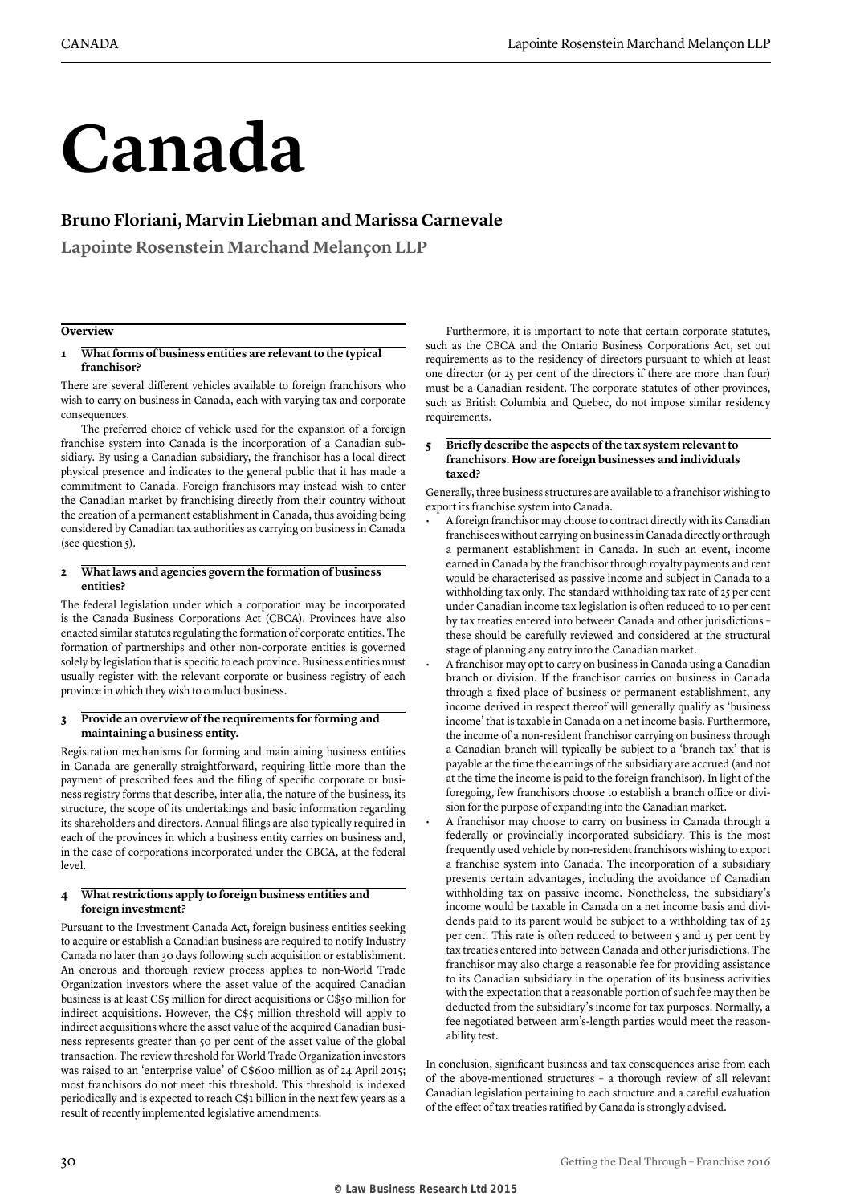# Canada

**Bruno Floriani, Marvin Liebman and Marissa Carnevale**

**Lapointe Rosenstein Marchand Melançon LLP**

## Overview

### 1 What forms of business entities are relevant to the typical franchisor?

There are several different vehicles available to foreign franchisors who wish to carry on business in Canada, each with varying tax and corporate consequences.

The preferred choice of vehicle used for the expansion of a foreign franchise system into Canada is the incorporation of a Canadian subsidiary. By using a Canadian subsidiary, the franchisor has a local direct physical presence and indicates to the general public that it has made a commitment to Canada. Foreign franchisors may instead wish to enter the Canadian market by franchising directly from their country without the creation of a permanent establishment in Canada, thus avoiding being considered by Canadian tax authorities as carrying on business in Canada (see question 5).

### 2 What laws and agencies govern the formation of business entities?

The federal legislation under which a corporation may be incorporated is the Canada Business Corporations Act (CBCA). Provinces have also enacted similar statutes regulating the formation of corporate entities. The formation of partnerships and other non-corporate entities is governed solely by legislation that is specific to each province. Business entities must usually register with the relevant corporate or business registry of each province in which they wish to conduct business.

### 3 Provide an overview of the requirements for forming and maintaining a business entity.

Registration mechanisms for forming and maintaining business entities in Canada are generally straightforward, requiring little more than the payment of prescribed fees and the filing of specific corporate or business registry forms that describe, inter alia, the nature of the business, its structure, the scope of its undertakings and basic information regarding its shareholders and directors. Annual filings are also typically required in each of the provinces in which a business entity carries on business and, in the case of corporations incorporated under the CBCA, at the federal level.

### 4 What restrictions apply to foreign business entities and foreign investment?

Pursuant to the Investment Canada Act, foreign business entities seeking to acquire or establish a Canadian business are required to notify Industry Canada no later than 30 days following such acquisition or establishment. An onerous and thorough review process applies to non-World Trade Organization investors where the asset value of the acquired Canadian business is at least C$5 million for direct acquisitions or C$50 million for indirect acquisitions. However, the C$5 million threshold will apply to indirect acquisitions where the asset value of the acquired Canadian business represents greater than 50 per cent of the asset value of the global transaction. The review threshold for World Trade Organization investors was raised to an 'enterprise value' of C$600 million as of 24 April 2015; most franchisors do not meet this threshold. This threshold is indexed periodically and is expected to reach C$1 billion in the next few years as a result of recently implemented legislative amendments.

Furthermore, it is important to note that certain corporate statutes, such as the CBCA and the Ontario Business Corporations Act, set out requirements as to the residency of directors pursuant to which at least one director (or 25 per cent of the directors if there are more than four) must be a Canadian resident. The corporate statutes of other provinces, such as British Columbia and Quebec, do not impose similar residency requirements.

### 5 Briefly describe the aspects of the tax system relevant to franchisors. How are foreign businesses and individuals taxed?

Generally, three business structures are available to a franchisor wishing to export its franchise system into Canada.

- A foreign franchisor may choose to contract directly with its Canadian franchisees without carrying on business in Canada directly or through a permanent establishment in Canada. In such an event, income earned in Canada by the franchisor through royalty payments and rent would be characterised as passive income and subject in Canada to a withholding tax only. The standard withholding tax rate of 25 per cent under Canadian income tax legislation is often reduced to 10 per cent by tax treaties entered into between Canada and other jurisdictions – these should be carefully reviewed and considered at the structural stage of planning any entry into the Canadian market.
- A franchisor may opt to carry on business in Canada using a Canadian branch or division. If the franchisor carries on business in Canada through a fixed place of business or permanent establishment, any income derived in respect thereof will generally qualify as 'business income' that is taxable in Canada on a net income basis. Furthermore, the income of a non-resident franchisor carrying on business through a Canadian branch will typically be subject to a 'branch tax' that is payable at the time the earnings of the subsidiary are accrued (and not at the time the income is paid to the foreign franchisor). In light of the foregoing, few franchisors choose to establish a branch office or division for the purpose of expanding into the Canadian market.
- A franchisor may choose to carry on business in Canada through a federally or provincially incorporated subsidiary. This is the most frequently used vehicle by non-resident franchisors wishing to export a franchise system into Canada. The incorporation of a subsidiary presents certain advantages, including the avoidance of Canadian withholding tax on passive income. Nonetheless, the subsidiary's income would be taxable in Canada on a net income basis and dividends paid to its parent would be subject to a withholding tax of 25 per cent. This rate is often reduced to between 5 and 15 per cent by tax treaties entered into between Canada and other jurisdictions. The franchisor may also charge a reasonable fee for providing assistance to its Canadian subsidiary in the operation of its business activities with the expectation that a reasonable portion of such fee may then be deducted from the subsidiary's income for tax purposes. Normally, a fee negotiated between arm's-length parties would meet the reasonability test.

In conclusion, significant business and tax consequences arise from each of the above-mentioned structures – a thorough review of all relevant Canadian legislation pertaining to each structure and a careful evaluation of the effect of tax treaties ratified by Canada is strongly advised.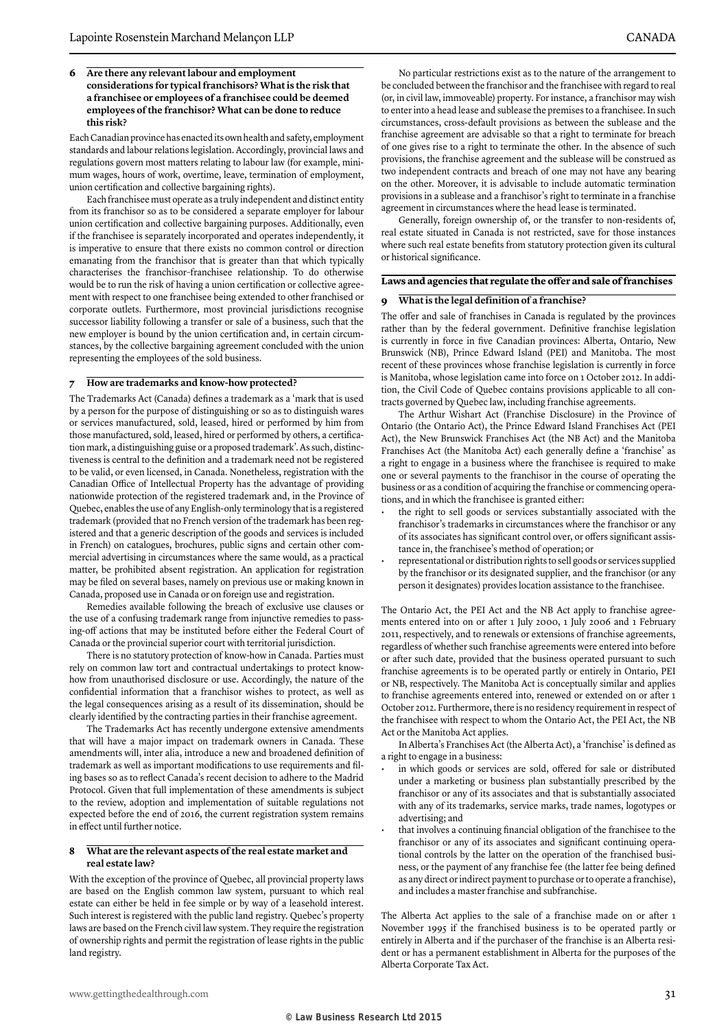### 6 Are there any relevant labour and employment considerations for typical franchisors? What is the risk that a franchisee or employees of a franchisee could be deemed employees of the franchisor? What can be done to reduce this risk?

Each Canadian province has enacted its own health and safety, employment standards and labour relations legislation. Accordingly, provincial laws and regulations govern most matters relating to labour law (for example, minimum wages, hours of work, overtime, leave, termination of employment, union certification and collective bargaining rights).

Each franchisee must operate as a truly independent and distinct entity from its franchisor so as to be considered a separate employer for labour union certification and collective bargaining purposes. Additionally, even if the franchisee is separately incorporated and operates independently, it is imperative to ensure that there exists no common control or direction emanating from the franchisor that is greater than that which typically characterises the franchisor–franchisee relationship. To do otherwise would be to run the risk of having a union certification or collective agreement with respect to one franchisee being extended to other franchised or corporate outlets. Furthermore, most provincial jurisdictions recognise successor liability following a transfer or sale of a business, such that the new employer is bound by the union certification and, in certain circumstances, by the collective bargaining agreement concluded with the union representing the employees of the sold business.

### 7 How are trademarks and know-how protected?

The Trademarks Act (Canada) defines a trademark as a 'mark that is used by a person for the purpose of distinguishing or so as to distinguish wares or services manufactured, sold, leased, hired or performed by him from those manufactured, sold, leased, hired or performed by others, a certification mark, a distinguishing guise or a proposed trademark'. As such, distinctiveness is central to the definition and a trademark need not be registered to be valid, or even licensed, in Canada. Nonetheless, registration with the Canadian Office of Intellectual Property has the advantage of providing nationwide protection of the registered trademark and, in the Province of Quebec, enables the use of any English-only terminology that is a registered trademark (provided that no French version of the trademark has been registered and that a generic description of the goods and services is included in French) on catalogues, brochures, public signs and certain other commercial advertising in circumstances where the same would, as a practical matter, be prohibited absent registration. An application for registration may be filed on several bases, namely on previous use or making known in Canada, proposed use in Canada or on foreign use and registration.

Remedies available following the breach of exclusive use clauses or the use of a confusing trademark range from injunctive remedies to passing-off actions that may be instituted before either the Federal Court of Canada or the provincial superior court with territorial jurisdiction.

There is no statutory protection of know-how in Canada. Parties must rely on common law tort and contractual undertakings to protect know-how from unauthorised disclosure or use. Accordingly, the nature of the confidential information that a franchisor wishes to protect, as well as the legal consequences arising as a result of its dissemination, should be clearly identified by the contracting parties in their franchise agreement.

The Trademarks Act has recently undergone extensive amendments that will have a major impact on trademark owners in Canada. These amendments will, inter alia, introduce a new and broadened definition of trademark as well as important modifications to use requirements and filing bases so as to reflect Canada's recent decision to adhere to the Madrid Protocol. Given that full implementation of these amendments is subject to the review, adoption and implementation of suitable regulations not expected before the end of 2016, the current registration system remains in effect until further notice.

### 8 What are the relevant aspects of the real estate market and real estate law?

With the exception of the province of Quebec, all provincial property laws are based on the English common law system, pursuant to which real estate can either be held in fee simple or by way of a leasehold interest. Such interest is registered with the public land registry. Quebec's property laws are based on the French civil law system. They require the registration of ownership rights and permit the registration of lease rights in the public land registry.

No particular restrictions exist as to the nature of the arrangement to be concluded between the franchisor and the franchisee with regard to real (or, in civil law, immoveable) property. For instance, a franchisor may wish to enter into a head lease and sublease the premises to a franchisee. In such circumstances, cross-default provisions as between the sublease and the franchise agreement are advisable so that a right to terminate for breach of one gives rise to a right to terminate the other. In the absence of such provisions, the franchise agreement and the sublease will be construed as two independent contracts and breach of one may not have any bearing on the other. Moreover, it is advisable to include automatic termination provisions in a sublease and a franchisor's right to terminate in a franchise agreement in circumstances where the head lease is terminated.

Generally, foreign ownership of, or the transfer to non-residents of, real estate situated in Canada is not restricted, save for those instances where such real estate benefits from statutory protection given its cultural or historical significance.

## Laws and agencies that regulate the offer and sale of franchises

### 9 What is the legal definition of a franchise?

The offer and sale of franchises in Canada is regulated by the provinces rather than by the federal government. Definitive franchise legislation is currently in force in five Canadian provinces: Alberta, Ontario, New Brunswick (NB), Prince Edward Island (PEI) and Manitoba. The most recent of these provinces whose franchise legislation is currently in force is Manitoba, whose legislation came into force on 1 October 2012. In addition, the Civil Code of Quebec contains provisions applicable to all contracts governed by Quebec law, including franchise agreements.

The Arthur Wishart Act (Franchise Disclosure) in the Province of Ontario (the Ontario Act), the Prince Edward Island Franchises Act (PEI Act), the New Brunswick Franchises Act (the NB Act) and the Manitoba Franchises Act (the Manitoba Act) each generally define a 'franchise' as a right to engage in a business where the franchisee is required to make one or several payments to the franchisor in the course of operating the business or as a condition of acquiring the franchise or commencing operations, and in which the franchisee is granted either:

- the right to sell goods or services substantially associated with the franchisor's trademarks in circumstances where the franchisor or any of its associates has significant control over, or offers significant assistance in, the franchisee's method of operation; or
- representational or distribution rights to sell goods or services supplied by the franchisor or its designated supplier, and the franchisor (or any person it designates) provides location assistance to the franchisee.

The Ontario Act, the PEI Act and the NB Act apply to franchise agreements entered into on or after 1 July 2000, 1 July 2006 and 1 February 2011, respectively, and to renewals or extensions of franchise agreements, regardless of whether such franchise agreements were entered into before or after such date, provided that the business operated pursuant to such franchise agreements is to be operated partly or entirely in Ontario, PEI or NB, respectively. The Manitoba Act is conceptually similar and applies to franchise agreements entered into, renewed or extended on or after 1 October 2012. Furthermore, there is no residency requirement in respect of the franchisee with respect to whom the Ontario Act, the PEI Act, the NB Act or the Manitoba Act applies.

In Alberta's Franchises Act (the Alberta Act), a 'franchise' is defined as a right to engage in a business:

- in which goods or services are sold, offered for sale or distributed under a marketing or business plan substantially prescribed by the franchisor or any of its associates and that is substantially associated with any of its trademarks, service marks, trade names, logotypes or advertising; and
- that involves a continuing financial obligation of the franchisee to the franchisor or any of its associates and significant continuing operational controls by the latter on the operation of the franchised business, or the payment of any franchise fee (the latter fee being defined as any direct or indirect payment to purchase or to operate a franchise), and includes a master franchise and subfranchise.

The Alberta Act applies to the sale of a franchise made on or after 1 November 1995 if the franchised business is to be operated partly or entirely in Alberta and if the purchaser of the franchise is an Alberta resident or has a permanent establishment in Alberta for the purposes of the Alberta Corporate Tax Act.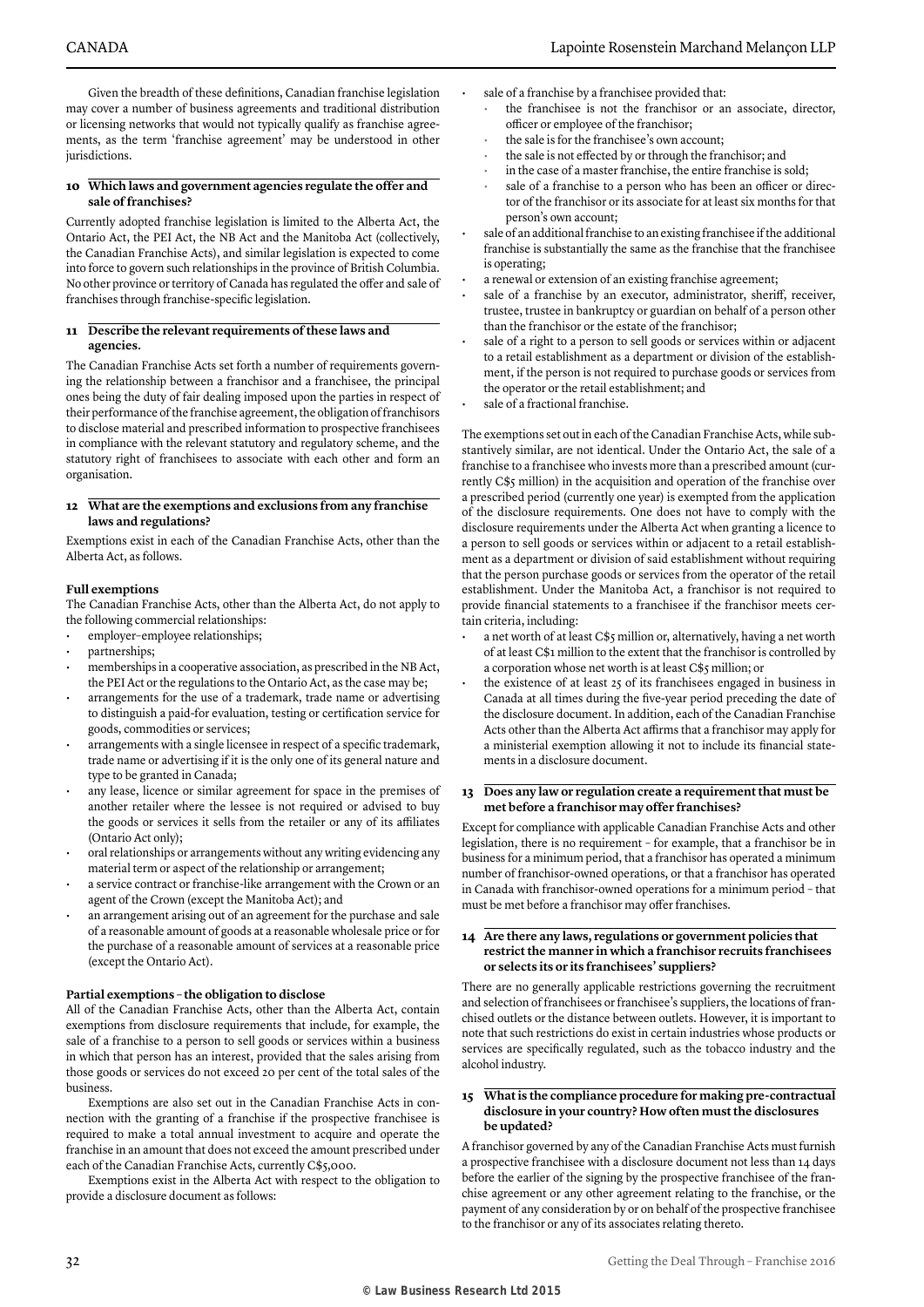Given the breadth of these definitions, Canadian franchise legislation may cover a number of business agreements and traditional distribution or licensing networks that would not typically qualify as franchise agreements, as the term 'franchise agreement' may be understood in other jurisdictions.

## 10 Which laws and government agencies regulate the offer and sale of franchises?

Currently adopted franchise legislation is limited to the Alberta Act, the Ontario Act, the PEI Act, the NB Act and the Manitoba Act (collectively, the Canadian Franchise Acts), and similar legislation is expected to come into force to govern such relationships in the province of British Columbia. No other province or territory of Canada has regulated the offer and sale of franchises through franchise-specific legislation.

## 11 Describe the relevant requirements of these laws and agencies.

The Canadian Franchise Acts set forth a number of requirements governing the relationship between a franchisor and a franchisee, the principal ones being the duty of fair dealing imposed upon the parties in respect of their performance of the franchise agreement, the obligation of franchisors to disclose material and prescribed information to prospective franchisees in compliance with the relevant statutory and regulatory scheme, and the statutory right of franchisees to associate with each other and form an organisation.

## 12 What are the exemptions and exclusions from any franchise laws and regulations?

Exemptions exist in each of the Canadian Franchise Acts, other than the Alberta Act, as follows.

### Full exemptions

The Canadian Franchise Acts, other than the Alberta Act, do not apply to the following commercial relationships:

- employer–employee relationships;
- partnerships;
- memberships in a cooperative association, as prescribed in the NB Act, the PEI Act or the regulations to the Ontario Act, as the case may be;
- arrangements for the use of a trademark, trade name or advertising to distinguish a paid-for evaluation, testing or certification service for goods, commodities or services;
- arrangements with a single licensee in respect of a specific trademark, trade name or advertising if it is the only one of its general nature and type to be granted in Canada;
- any lease, licence or similar agreement for space in the premises of another retailer where the lessee is not required or advised to buy the goods or services it sells from the retailer or any of its affiliates (Ontario Act only);
- oral relationships or arrangements without any writing evidencing any material term or aspect of the relationship or arrangement;
- a service contract or franchise-like arrangement with the Crown or an agent of the Crown (except the Manitoba Act); and
- an arrangement arising out of an agreement for the purchase and sale of a reasonable amount of goods at a reasonable wholesale price or for the purchase of a reasonable amount of services at a reasonable price (except the Ontario Act).

### Partial exemptions – the obligation to disclose

All of the Canadian Franchise Acts, other than the Alberta Act, contain exemptions from disclosure requirements that include, for example, the sale of a franchise to a person to sell goods or services within a business in which that person has an interest, provided that the sales arising from those goods or services do not exceed 20 per cent of the total sales of the business.

Exemptions are also set out in the Canadian Franchise Acts in connection with the granting of a franchise if the prospective franchisee is required to make a total annual investment to acquire and operate the franchise in an amount that does not exceed the amount prescribed under each of the Canadian Franchise Acts, currently C$5,000.

Exemptions exist in the Alberta Act with respect to the obligation to provide a disclosure document as follows:

- sale of a franchise by a franchisee provided that:
  - the franchisee is not the franchisor or an associate, director, officer or employee of the franchisor;
  - the sale is for the franchisee's own account;
  - the sale is not effected by or through the franchisor; and
  - in the case of a master franchise, the entire franchise is sold;
  - sale of a franchise to a person who has been an officer or director of the franchisor or its associate for at least six months for that person's own account;
- sale of an additional franchise to an existing franchisee if the additional franchise is substantially the same as the franchise that the franchisee is operating;
- a renewal or extension of an existing franchise agreement;
- sale of a franchise by an executor, administrator, sheriff, receiver, trustee, trustee in bankruptcy or guardian on behalf of a person other than the franchisor or the estate of the franchisor;
- sale of a right to a person to sell goods or services within or adjacent to a retail establishment as a department or division of the establishment, if the person is not required to purchase goods or services from the operator or the retail establishment; and
- sale of a fractional franchise.

The exemptions set out in each of the Canadian Franchise Acts, while substantively similar, are not identical. Under the Ontario Act, the sale of a franchise to a franchisee who invests more than a prescribed amount (currently C$5 million) in the acquisition and operation of the franchise over a prescribed period (currently one year) is exempted from the application of the disclosure requirements. One does not have to comply with the disclosure requirements under the Alberta Act when granting a licence to a person to sell goods or services within or adjacent to a retail establishment as a department or division of said establishment without requiring that the person purchase goods or services from the operator of the retail establishment. Under the Manitoba Act, a franchisor is not required to provide financial statements to a franchisee if the franchisor meets certain criteria, including:

- a net worth of at least C$5 million or, alternatively, having a net worth of at least C$1 million to the extent that the franchisor is controlled by a corporation whose net worth is at least C$5 million; or
- the existence of at least 25 of its franchisees engaged in business in Canada at all times during the five-year period preceding the date of the disclosure document. In addition, each of the Canadian Franchise Acts other than the Alberta Act affirms that a franchisor may apply for a ministerial exemption allowing it not to include its financial statements in a disclosure document.

## 13 Does any law or regulation create a requirement that must be met before a franchisor may offer franchises?

Except for compliance with applicable Canadian Franchise Acts and other legislation, there is no requirement – for example, that a franchisor be in business for a minimum period, that a franchisor has operated a minimum number of franchisor-owned operations, or that a franchisor has operated in Canada with franchisor-owned operations for a minimum period – that must be met before a franchisor may offer franchises.

## 14 Are there any laws, regulations or government policies that restrict the manner in which a franchisor recruits franchisees or selects its or its franchisees' suppliers?

There are no generally applicable restrictions governing the recruitment and selection of franchisees or franchisee's suppliers, the locations of franchised outlets or the distance between outlets. However, it is important to note that such restrictions do exist in certain industries whose products or services are specifically regulated, such as the tobacco industry and the alcohol industry.

## 15 What is the compliance procedure for making pre-contractual disclosure in your country? How often must the disclosures be updated?

A franchisor governed by any of the Canadian Franchise Acts must furnish a prospective franchisee with a disclosure document not less than 14 days before the earlier of the signing by the prospective franchisee of the franchise agreement or any other agreement relating to the franchise, or the payment of any consideration by or on behalf of the prospective franchisee to the franchisor or any of its associates relating thereto.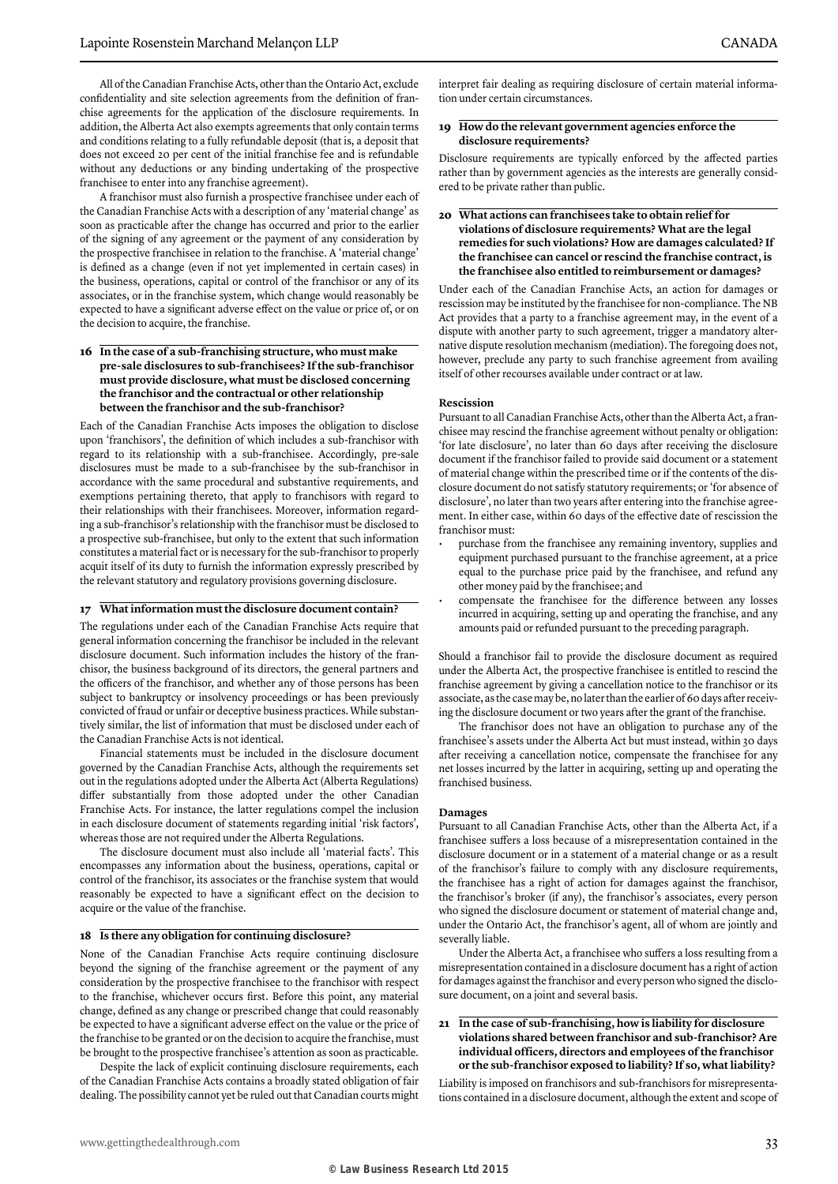All of the Canadian Franchise Acts, other than the Ontario Act, exclude confidentiality and site selection agreements from the definition of franchise agreements for the application of the disclosure requirements. In addition, the Alberta Act also exempts agreements that only contain terms and conditions relating to a fully refundable deposit (that is, a deposit that does not exceed 20 per cent of the initial franchise fee and is refundable without any deductions or any binding undertaking of the prospective franchisee to enter into any franchise agreement).

A franchisor must also furnish a prospective franchisee under each of the Canadian Franchise Acts with a description of any 'material change' as soon as practicable after the change has occurred and prior to the earlier of the signing of any agreement or the payment of any consideration by the prospective franchisee in relation to the franchise. A 'material change' is defined as a change (even if not yet implemented in certain cases) in the business, operations, capital or control of the franchisor or any of its associates, or in the franchise system, which change would reasonably be expected to have a significant adverse effect on the value or price of, or on the decision to acquire, the franchise.

### 16 In the case of a sub-franchising structure, who must make pre-sale disclosures to sub-franchisees? If the sub-franchisor must provide disclosure, what must be disclosed concerning the franchisor and the contractual or other relationship between the franchisor and the sub-franchisor?

Each of the Canadian Franchise Acts imposes the obligation to disclose upon 'franchisors', the definition of which includes a sub-franchisor with regard to its relationship with a sub-franchisee. Accordingly, pre-sale disclosures must be made to a sub-franchisee by the sub-franchisor in accordance with the same procedural and substantive requirements, and exemptions pertaining thereto, that apply to franchisors with regard to their relationships with their franchisees. Moreover, information regarding a sub-franchisor's relationship with the franchisor must be disclosed to a prospective sub-franchisee, but only to the extent that such information constitutes a material fact or is necessary for the sub-franchisor to properly acquit itself of its duty to furnish the information expressly prescribed by the relevant statutory and regulatory provisions governing disclosure.

### 17 What information must the disclosure document contain?

The regulations under each of the Canadian Franchise Acts require that general information concerning the franchisor be included in the relevant disclosure document. Such information includes the history of the franchisor, the business background of its directors, the general partners and the officers of the franchisor, and whether any of those persons has been subject to bankruptcy or insolvency proceedings or has been previously convicted of fraud or unfair or deceptive business practices. While substantively similar, the list of information that must be disclosed under each of the Canadian Franchise Acts is not identical.

Financial statements must be included in the disclosure document governed by the Canadian Franchise Acts, although the requirements set out in the regulations adopted under the Alberta Act (Alberta Regulations) differ substantially from those adopted under the other Canadian Franchise Acts. For instance, the latter regulations compel the inclusion in each disclosure document of statements regarding initial 'risk factors', whereas those are not required under the Alberta Regulations.

The disclosure document must also include all 'material facts'. This encompasses any information about the business, operations, capital or control of the franchisor, its associates or the franchise system that would reasonably be expected to have a significant effect on the decision to acquire or the value of the franchise.

### 18 Is there any obligation for continuing disclosure?

None of the Canadian Franchise Acts require continuing disclosure beyond the signing of the franchise agreement or the payment of any consideration by the prospective franchisee to the franchisor with respect to the franchise, whichever occurs first. Before this point, any material change, defined as any change or prescribed change that could reasonably be expected to have a significant adverse effect on the value or the price of the franchise to be granted or on the decision to acquire the franchise, must be brought to the prospective franchisee's attention as soon as practicable.

Despite the lack of explicit continuing disclosure requirements, each of the Canadian Franchise Acts contains a broadly stated obligation of fair dealing. The possibility cannot yet be ruled out that Canadian courts might interpret fair dealing as requiring disclosure of certain material information under certain circumstances.

### 19 How do the relevant government agencies enforce the disclosure requirements?

Disclosure requirements are typically enforced by the affected parties rather than by government agencies as the interests are generally considered to be private rather than public.

### 20 What actions can franchisees take to obtain relief for violations of disclosure requirements? What are the legal remedies for such violations? How are damages calculated? If the franchisee can cancel or rescind the franchise contract, is the franchisee also entitled to reimbursement or damages?

Under each of the Canadian Franchise Acts, an action for damages or rescission may be instituted by the franchisee for non-compliance. The NB Act provides that a party to a franchise agreement may, in the event of a dispute with another party to such agreement, trigger a mandatory alternative dispute resolution mechanism (mediation). The foregoing does not, however, preclude any party to such franchise agreement from availing itself of other recourses available under contract or at law.

#### Rescission

Pursuant to all Canadian Franchise Acts, other than the Alberta Act, a franchisee may rescind the franchise agreement without penalty or obligation: 'for late disclosure', no later than 60 days after receiving the disclosure document if the franchisor failed to provide said document or a statement of material change within the prescribed time or if the contents of the disclosure document do not satisfy statutory requirements; or 'for absence of disclosure', no later than two years after entering into the franchise agreement. In either case, within 60 days of the effective date of rescission the franchisor must:

- purchase from the franchisee any remaining inventory, supplies and equipment purchased pursuant to the franchise agreement, at a price equal to the purchase price paid by the franchisee, and refund any other money paid by the franchisee; and
- compensate the franchisee for the difference between any losses incurred in acquiring, setting up and operating the franchise, and any amounts paid or refunded pursuant to the preceding paragraph.

Should a franchisor fail to provide the disclosure document as required under the Alberta Act, the prospective franchisee is entitled to rescind the franchise agreement by giving a cancellation notice to the franchisor or its associate, as the case may be, no later than the earlier of 60 days after receiving the disclosure document or two years after the grant of the franchise.

The franchisor does not have an obligation to purchase any of the franchisee's assets under the Alberta Act but must instead, within 30 days after receiving a cancellation notice, compensate the franchisee for any net losses incurred by the latter in acquiring, setting up and operating the franchised business.

#### Damages

Pursuant to all Canadian Franchise Acts, other than the Alberta Act, if a franchisee suffers a loss because of a misrepresentation contained in the disclosure document or in a statement of a material change or as a result of the franchisor's failure to comply with any disclosure requirements, the franchisee has a right of action for damages against the franchisor, the franchisor's broker (if any), the franchisor's associates, every person who signed the disclosure document or statement of material change and, under the Ontario Act, the franchisor's agent, all of whom are jointly and severally liable.

Under the Alberta Act, a franchisee who suffers a loss resulting from a misrepresentation contained in a disclosure document has a right of action for damages against the franchisor and every person who signed the disclosure document, on a joint and several basis.

### 21 In the case of sub-franchising, how is liability for disclosure violations shared between franchisor and sub-franchisor? Are individual officers, directors and employees of the franchisor or the sub-franchisor exposed to liability? If so, what liability?

Liability is imposed on franchisors and sub-franchisors for misrepresentations contained in a disclosure document, although the extent and scope of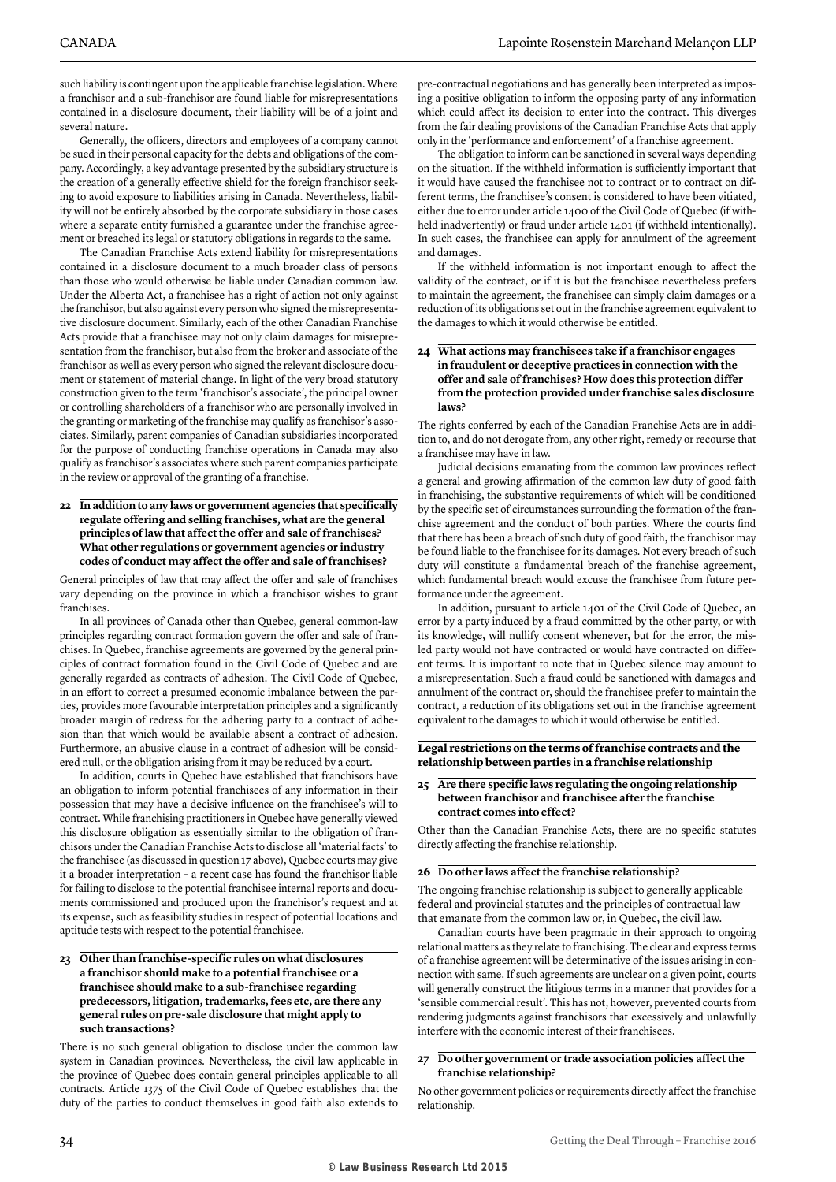such liability is contingent upon the applicable franchise legislation. Where a franchisor and a sub-franchisor are found liable for misrepresentations contained in a disclosure document, their liability will be of a joint and several nature.

Generally, the officers, directors and employees of a company cannot be sued in their personal capacity for the debts and obligations of the company. Accordingly, a key advantage presented by the subsidiary structure is the creation of a generally effective shield for the foreign franchisor seeking to avoid exposure to liabilities arising in Canada. Nevertheless, liability will not be entirely absorbed by the corporate subsidiary in those cases where a separate entity furnished a guarantee under the franchise agreement or breached its legal or statutory obligations in regards to the same.

The Canadian Franchise Acts extend liability for misrepresentations contained in a disclosure document to a much broader class of persons than those who would otherwise be liable under Canadian common law. Under the Alberta Act, a franchisee has a right of action not only against the franchisor, but also against every person who signed the misrepresentative disclosure document. Similarly, each of the other Canadian Franchise Acts provide that a franchisee may not only claim damages for misrepresentation from the franchisor, but also from the broker and associate of the franchisor as well as every person who signed the relevant disclosure document or statement of material change. In light of the very broad statutory construction given to the term 'franchisor's associate', the principal owner or controlling shareholders of a franchisor who are personally involved in the granting or marketing of the franchise may qualify as franchisor's associates. Similarly, parent companies of Canadian subsidiaries incorporated for the purpose of conducting franchise operations in Canada may also qualify as franchisor's associates where such parent companies participate in the review or approval of the granting of a franchise.

**22 In addition to any laws or government agencies that specifically regulate offering and selling franchises, what are the general principles of law that affect the offer and sale of franchises? What other regulations or government agencies or industry codes of conduct may affect the offer and sale of franchises?**

General principles of law that may affect the offer and sale of franchises vary depending on the province in which a franchisor wishes to grant franchises.

In all provinces of Canada other than Quebec, general common-law principles regarding contract formation govern the offer and sale of franchises. In Quebec, franchise agreements are governed by the general principles of contract formation found in the Civil Code of Quebec and are generally regarded as contracts of adhesion. The Civil Code of Quebec, in an effort to correct a presumed economic imbalance between the parties, provides more favourable interpretation principles and a significantly broader margin of redress for the adhering party to a contract of adhesion than that which would be available absent a contract of adhesion. Furthermore, an abusive clause in a contract of adhesion will be considered null, or the obligation arising from it may be reduced by a court.

In addition, courts in Quebec have established that franchisors have an obligation to inform potential franchisees of any information in their possession that may have a decisive influence on the franchisee's will to contract. While franchising practitioners in Quebec have generally viewed this disclosure obligation as essentially similar to the obligation of franchisors under the Canadian Franchise Acts to disclose all 'material facts' to the franchisee (as discussed in question 17 above), Quebec courts may give it a broader interpretation – a recent case has found the franchisor liable for failing to disclose to the potential franchisee internal reports and documents commissioned and produced upon the franchisor's request and at its expense, such as feasibility studies in respect of potential locations and aptitude tests with respect to the potential franchisee.

**23 Other than franchise-specific rules on what disclosures a franchisor should make to a potential franchisee or a franchisee should make to a sub-franchisee regarding predecessors, litigation, trademarks, fees etc, are there any general rules on pre-sale disclosure that might apply to such transactions?**

There is no such general obligation to disclose under the common law system in Canadian provinces. Nevertheless, the civil law applicable in the province of Quebec does contain general principles applicable to all contracts. Article 1375 of the Civil Code of Quebec establishes that the duty of the parties to conduct themselves in good faith also extends to pre-contractual negotiations and has generally been interpreted as imposing a positive obligation to inform the opposing party of any information which could affect its decision to enter into the contract. This diverges from the fair dealing provisions of the Canadian Franchise Acts that apply only in the 'performance and enforcement' of a franchise agreement.

The obligation to inform can be sanctioned in several ways depending on the situation. If the withheld information is sufficiently important that it would have caused the franchisee not to contract or to contract on different terms, the franchisee's consent is considered to have been vitiated, either due to error under article 1400 of the Civil Code of Quebec (if withheld inadvertently) or fraud under article 1401 (if withheld intentionally). In such cases, the franchisee can apply for annulment of the agreement and damages.

If the withheld information is not important enough to affect the validity of the contract, or if it is but the franchisee nevertheless prefers to maintain the agreement, the franchisee can simply claim damages or a reduction of its obligations set out in the franchise agreement equivalent to the damages to which it would otherwise be entitled.

**24 What actions may franchisees take if a franchisor engages in fraudulent or deceptive practices in connection with the offer and sale of franchises? How does this protection differ from the protection provided under franchise sales disclosure laws?**

The rights conferred by each of the Canadian Franchise Acts are in addition to, and do not derogate from, any other right, remedy or recourse that a franchisee may have in law.

Judicial decisions emanating from the common law provinces reflect a general and growing affirmation of the common law duty of good faith in franchising, the substantive requirements of which will be conditioned by the specific set of circumstances surrounding the formation of the franchise agreement and the conduct of both parties. Where the courts find that there has been a breach of such duty of good faith, the franchisor may be found liable to the franchisee for its damages. Not every breach of such duty will constitute a fundamental breach of the franchise agreement, which fundamental breach would excuse the franchisee from future performance under the agreement.

In addition, pursuant to article 1401 of the Civil Code of Quebec, an error by a party induced by a fraud committed by the other party, or with its knowledge, will nullify consent whenever, but for the error, the misled party would not have contracted or would have contracted on different terms. It is important to note that in Quebec silence may amount to a misrepresentation. Such a fraud could be sanctioned with damages and annulment of the contract or, should the franchisee prefer to maintain the contract, a reduction of its obligations set out in the franchise agreement equivalent to the damages to which it would otherwise be entitled.

## Legal restrictions on the terms of franchise contracts and the relationship between parties in a franchise relationship

**25 Are there specific laws regulating the ongoing relationship between franchisor and franchisee after the franchise contract comes into effect?**

Other than the Canadian Franchise Acts, there are no specific statutes directly affecting the franchise relationship.

**26 Do other laws affect the franchise relationship?**

The ongoing franchise relationship is subject to generally applicable federal and provincial statutes and the principles of contractual law that emanate from the common law or, in Quebec, the civil law.

Canadian courts have been pragmatic in their approach to ongoing relational matters as they relate to franchising. The clear and express terms of a franchise agreement will be determinative of the issues arising in connection with same. If such agreements are unclear on a given point, courts will generally construct the litigious terms in a manner that provides for a 'sensible commercial result'. This has not, however, prevented courts from rendering judgments against franchisors that excessively and unlawfully interfere with the economic interest of their franchisees.

**27 Do other government or trade association policies affect the franchise relationship?**

No other government policies or requirements directly affect the franchise relationship.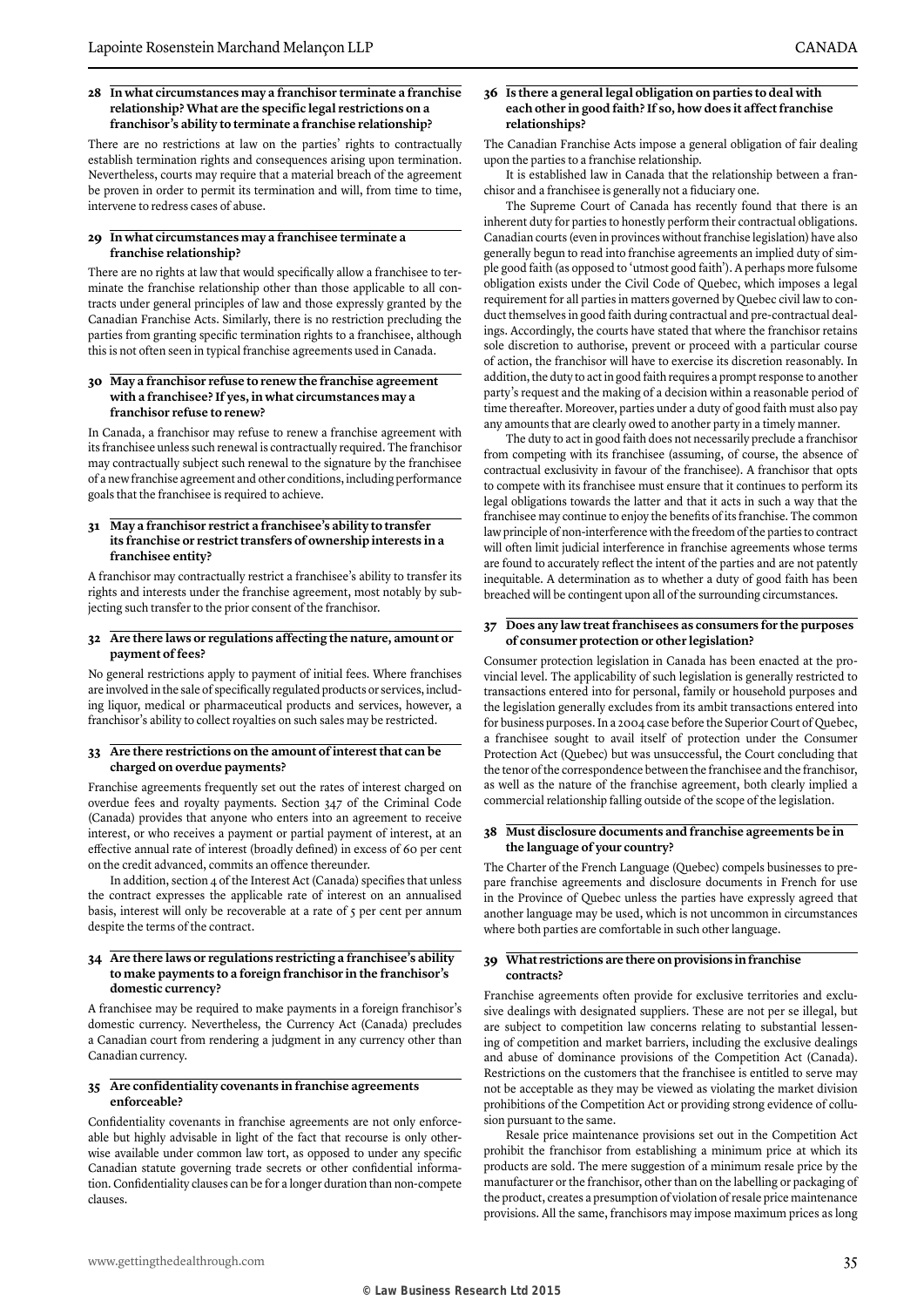### 28 In what circumstances may a franchisor terminate a franchise relationship? What are the specific legal restrictions on a franchisor's ability to terminate a franchise relationship?

There are no restrictions at law on the parties' rights to contractually establish termination rights and consequences arising upon termination. Nevertheless, courts may require that a material breach of the agreement be proven in order to permit its termination and will, from time to time, intervene to redress cases of abuse.

### 29 In what circumstances may a franchisee terminate a franchise relationship?

There are no rights at law that would specifically allow a franchisee to terminate the franchise relationship other than those applicable to all contracts under general principles of law and those expressly granted by the Canadian Franchise Acts. Similarly, there is no restriction precluding the parties from granting specific termination rights to a franchisee, although this is not often seen in typical franchise agreements used in Canada.

### 30 May a franchisor refuse to renew the franchise agreement with a franchisee? If yes, in what circumstances may a franchisor refuse to renew?

In Canada, a franchisor may refuse to renew a franchise agreement with its franchisee unless such renewal is contractually required. The franchisor may contractually subject such renewal to the signature by the franchisee of a new franchise agreement and other conditions, including performance goals that the franchisee is required to achieve.

### 31 May a franchisor restrict a franchisee's ability to transfer its franchise or restrict transfers of ownership interests in a franchisee entity?

A franchisor may contractually restrict a franchisee's ability to transfer its rights and interests under the franchise agreement, most notably by subjecting such transfer to the prior consent of the franchisor.

### 32 Are there laws or regulations affecting the nature, amount or payment of fees?

No general restrictions apply to payment of initial fees. Where franchises are involved in the sale of specifically regulated products or services, including liquor, medical or pharmaceutical products and services, however, a franchisor's ability to collect royalties on such sales may be restricted.

### 33 Are there restrictions on the amount of interest that can be charged on overdue payments?

Franchise agreements frequently set out the rates of interest charged on overdue fees and royalty payments. Section 347 of the Criminal Code (Canada) provides that anyone who enters into an agreement to receive interest, or who receives a payment or partial payment of interest, at an effective annual rate of interest (broadly defined) in excess of 60 per cent on the credit advanced, commits an offence thereunder.

In addition, section 4 of the Interest Act (Canada) specifies that unless the contract expresses the applicable rate of interest on an annualised basis, interest will only be recoverable at a rate of 5 per cent per annum despite the terms of the contract.

### 34 Are there laws or regulations restricting a franchisee's ability to make payments to a foreign franchisor in the franchisor's domestic currency?

A franchisee may be required to make payments in a foreign franchisor's domestic currency. Nevertheless, the Currency Act (Canada) precludes a Canadian court from rendering a judgment in any currency other than Canadian currency.

### 35 Are confidentiality covenants in franchise agreements enforceable?

Confidentiality covenants in franchise agreements are not only enforceable but highly advisable in light of the fact that recourse is only otherwise available under common law tort, as opposed to under any specific Canadian statute governing trade secrets or other confidential information. Confidentiality clauses can be for a longer duration than non-compete clauses.

### 36 Is there a general legal obligation on parties to deal with each other in good faith? If so, how does it affect franchise relationships?

The Canadian Franchise Acts impose a general obligation of fair dealing upon the parties to a franchise relationship.

It is established law in Canada that the relationship between a franchisor and a franchisee is generally not a fiduciary one.

The Supreme Court of Canada has recently found that there is an inherent duty for parties to honestly perform their contractual obligations. Canadian courts (even in provinces without franchise legislation) have also generally begun to read into franchise agreements an implied duty of simple good faith (as opposed to 'utmost good faith'). A perhaps more fulsome obligation exists under the Civil Code of Quebec, which imposes a legal requirement for all parties in matters governed by Quebec civil law to conduct themselves in good faith during contractual and pre-contractual dealings. Accordingly, the courts have stated that where the franchisor retains sole discretion to authorise, prevent or proceed with a particular course of action, the franchisor will have to exercise its discretion reasonably. In addition, the duty to act in good faith requires a prompt response to another party's request and the making of a decision within a reasonable period of time thereafter. Moreover, parties under a duty of good faith must also pay any amounts that are clearly owed to another party in a timely manner.

The duty to act in good faith does not necessarily preclude a franchisor from competing with its franchisee (assuming, of course, the absence of contractual exclusivity in favour of the franchisee). A franchisor that opts to compete with its franchisee must ensure that it continues to perform its legal obligations towards the latter and that it acts in such a way that the franchisee may continue to enjoy the benefits of its franchise. The common law principle of non-interference with the freedom of the parties to contract will often limit judicial interference in franchise agreements whose terms are found to accurately reflect the intent of the parties and are not patently inequitable. A determination as to whether a duty of good faith has been breached will be contingent upon all of the surrounding circumstances.

### 37 Does any law treat franchisees as consumers for the purposes of consumer protection or other legislation?

Consumer protection legislation in Canada has been enacted at the provincial level. The applicability of such legislation is generally restricted to transactions entered into for personal, family or household purposes and the legislation generally excludes from its ambit transactions entered into for business purposes. In a 2004 case before the Superior Court of Quebec, a franchisee sought to avail itself of protection under the Consumer Protection Act (Quebec) but was unsuccessful, the Court concluding that the tenor of the correspondence between the franchisee and the franchisor, as well as the nature of the franchise agreement, both clearly implied a commercial relationship falling outside of the scope of the legislation.

### 38 Must disclosure documents and franchise agreements be in the language of your country?

The Charter of the French Language (Quebec) compels businesses to prepare franchise agreements and disclosure documents in French for use in the Province of Quebec unless the parties have expressly agreed that another language may be used, which is not uncommon in circumstances where both parties are comfortable in such other language.

### 39 What restrictions are there on provisions in franchise contracts?

Franchise agreements often provide for exclusive territories and exclusive dealings with designated suppliers. These are not per se illegal, but are subject to competition law concerns relating to substantial lessening of competition and market barriers, including the exclusive dealings and abuse of dominance provisions of the Competition Act (Canada). Restrictions on the customers that the franchisee is entitled to serve may not be acceptable as they may be viewed as violating the market division prohibitions of the Competition Act or providing strong evidence of collusion pursuant to the same.

Resale price maintenance provisions set out in the Competition Act prohibit the franchisor from establishing a minimum price at which its products are sold. The mere suggestion of a minimum resale price by the manufacturer or the franchisor, other than on the labelling or packaging of the product, creates a presumption of violation of resale price maintenance provisions. All the same, franchisors may impose maximum prices as long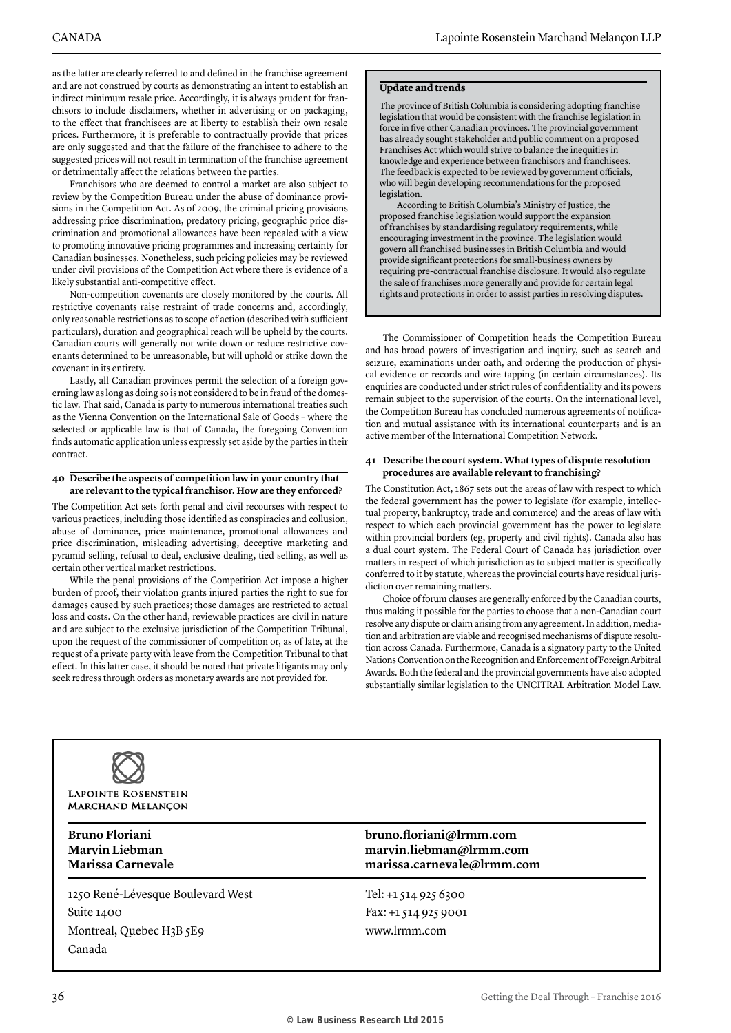as the latter are clearly referred to and defined in the franchise agreement and are not construed by courts as demonstrating an intent to establish an indirect minimum resale price. Accordingly, it is always prudent for franchisors to include disclaimers, whether in advertising or on packaging, to the effect that franchisees are at liberty to establish their own resale prices. Furthermore, it is preferable to contractually provide that prices are only suggested and that the failure of the franchisee to adhere to the suggested prices will not result in termination of the franchise agreement or detrimentally affect the relations between the parties.

Franchisors who are deemed to control a market are also subject to review by the Competition Bureau under the abuse of dominance provisions in the Competition Act. As of 2009, the criminal pricing provisions addressing price discrimination, predatory pricing, geographic price discrimination and promotional allowances have been repealed with a view to promoting innovative pricing programmes and increasing certainty for Canadian businesses. Nonetheless, such pricing policies may be reviewed under civil provisions of the Competition Act where there is evidence of a likely substantial anti-competitive effect.

Non-competition covenants are closely monitored by the courts. All restrictive covenants raise restraint of trade concerns and, accordingly, only reasonable restrictions as to scope of action (described with sufficient particulars), duration and geographical reach will be upheld by the courts. Canadian courts will generally not write down or reduce restrictive covenants determined to be unreasonable, but will uphold or strike down the covenant in its entirety.

Lastly, all Canadian provinces permit the selection of a foreign governing law as long as doing so is not considered to be in fraud of the domestic law. That said, Canada is party to numerous international treaties such as the Vienna Convention on the International Sale of Goods – where the selected or applicable law is that of Canada, the foregoing Convention finds automatic application unless expressly set aside by the parties in their contract.

### 40 Describe the aspects of competition law in your country that are relevant to the typical franchisor. How are they enforced?

The Competition Act sets forth penal and civil recourses with respect to various practices, including those identified as conspiracies and collusion, abuse of dominance, price maintenance, promotional allowances and price discrimination, misleading advertising, deceptive marketing and pyramid selling, refusal to deal, exclusive dealing, tied selling, as well as certain other vertical market restrictions.

While the penal provisions of the Competition Act impose a higher burden of proof, their violation grants injured parties the right to sue for damages caused by such practices; those damages are restricted to actual loss and costs. On the other hand, reviewable practices are civil in nature and are subject to the exclusive jurisdiction of the Competition Tribunal, upon the request of the commissioner of competition or, as of late, at the request of a private party with leave from the Competition Tribunal to that effect. In this latter case, it should be noted that private litigants may only seek redress through orders as monetary awards are not provided for.

The Commissioner of Competition heads the Competition Bureau and has broad powers of investigation and inquiry, such as search and seizure, examinations under oath, and ordering the production of physical evidence or records and wire tapping (in certain circumstances). Its enquiries are conducted under strict rules of confidentiality and its powers remain subject to the supervision of the courts. On the international level, the Competition Bureau has concluded numerous agreements of notification and mutual assistance with its international counterparts and is an active member of the International Competition Network.

### 41 Describe the court system. What types of dispute resolution procedures are available relevant to franchising?

The Constitution Act, 1867 sets out the areas of law with respect to which the federal government has the power to legislate (for example, intellectual property, bankruptcy, trade and commerce) and the areas of law with respect to which each provincial government has the power to legislate within provincial borders (eg, property and civil rights). Canada also has a dual court system. The Federal Court of Canada has jurisdiction over matters in respect of which jurisdiction as to subject matter is specifically conferred to it by statute, whereas the provincial courts have residual jurisdiction over remaining matters.

Choice of forum clauses are generally enforced by the Canadian courts, thus making it possible for the parties to choose that a non-Canadian court resolve any dispute or claim arising from any agreement. In addition, mediation and arbitration are viable and recognised mechanisms of dispute resolution across Canada. Furthermore, Canada is a signatory party to the United Nations Convention on the Recognition and Enforcement of Foreign Arbitral Awards. Both the federal and the provincial governments have also adopted substantially similar legislation to the UNCITRAL Arbitration Model Law.

**Update and trends**

The province of British Columbia is considering adopting franchise legislation that would be consistent with the franchise legislation in force in five other Canadian provinces. The provincial government has already sought stakeholder and public comment on a proposed Franchises Act which would strive to balance the inequities in knowledge and experience between franchisors and franchisees. The feedback is expected to be reviewed by government officials, who will begin developing recommendations for the proposed legislation.

According to British Columbia's Ministry of Justice, the proposed franchise legislation would support the expansion of franchises by standardising regulatory requirements, while encouraging investment in the province. The legislation would govern all franchised businesses in British Columbia and would provide significant protections for small-business owners by requiring pre-contractual franchise disclosure. It would also regulate the sale of franchises more generally and provide for certain legal rights and protections in order to assist parties in resolving disputes.

---

**Lapointe Rosenstein Marchand Melançon**

| | |
|---|---|
| **Bruno Floriani** | **bruno.floriani@lrmm.com** |
| **Marvin Liebman** | **marvin.liebman@lrmm.com** |
| **Marissa Carnevale** | **marissa.carnevale@lrmm.com** |

1250 René-Lévesque Boulevard West
Suite 1400
Montreal, Quebec H3B 5E9
Canada

Tel: +1 514 925 6300
Fax: +1 514 925 9001
www.lrmm.com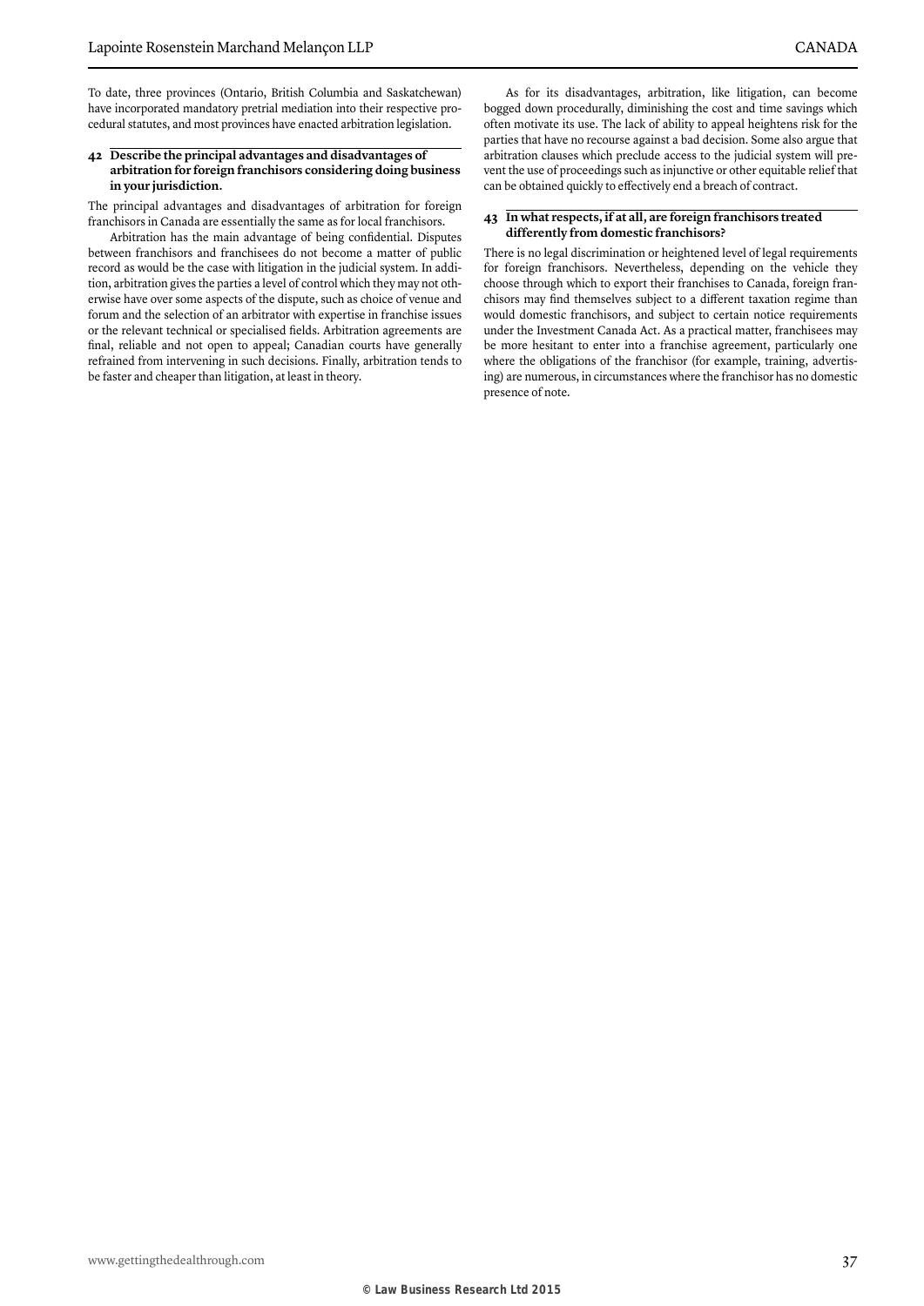To date, three provinces (Ontario, British Columbia and Saskatchewan) have incorporated mandatory pretrial mediation into their respective procedural statutes, and most provinces have enacted arbitration legislation.

### 42 Describe the principal advantages and disadvantages of arbitration for foreign franchisors considering doing business in your jurisdiction.

The principal advantages and disadvantages of arbitration for foreign franchisors in Canada are essentially the same as for local franchisors.

Arbitration has the main advantage of being confidential. Disputes between franchisors and franchisees do not become a matter of public record as would be the case with litigation in the judicial system. In addition, arbitration gives the parties a level of control which they may not otherwise have over some aspects of the dispute, such as choice of venue and forum and the selection of an arbitrator with expertise in franchise issues or the relevant technical or specialised fields. Arbitration agreements are final, reliable and not open to appeal; Canadian courts have generally refrained from intervening in such decisions. Finally, arbitration tends to be faster and cheaper than litigation, at least in theory.

As for its disadvantages, arbitration, like litigation, can become bogged down procedurally, diminishing the cost and time savings which often motivate its use. The lack of ability to appeal heightens risk for the parties that have no recourse against a bad decision. Some also argue that arbitration clauses which preclude access to the judicial system will prevent the use of proceedings such as injunctive or other equitable relief that can be obtained quickly to effectively end a breach of contract.

### 43 In what respects, if at all, are foreign franchisors treated differently from domestic franchisors?

There is no legal discrimination or heightened level of legal requirements for foreign franchisors. Nevertheless, depending on the vehicle they choose through which to export their franchises to Canada, foreign franchisors may find themselves subject to a different taxation regime than would domestic franchisors, and subject to certain notice requirements under the Investment Canada Act. As a practical matter, franchisees may be more hesitant to enter into a franchise agreement, particularly one where the obligations of the franchisor (for example, training, advertising) are numerous, in circumstances where the franchisor has no domestic presence of note.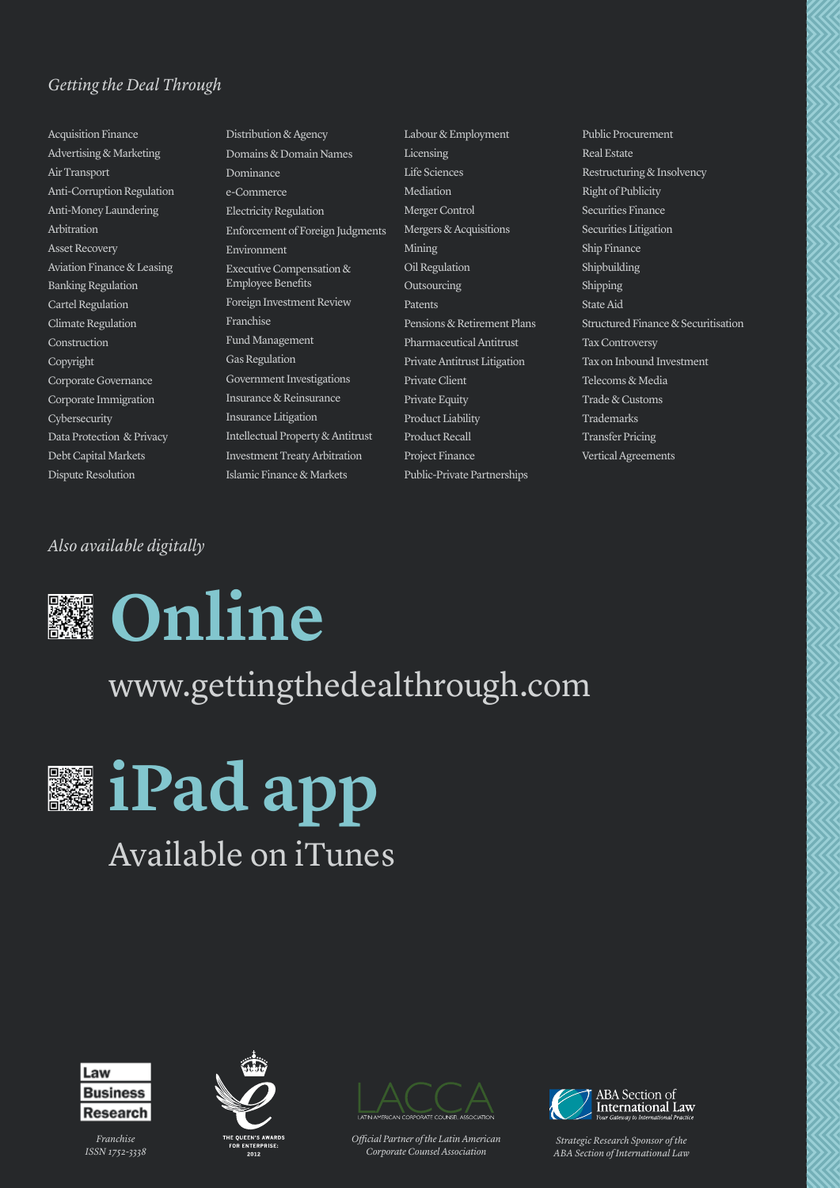*Getting the Deal Through*

Acquisition Finance
Advertising & Marketing
Air Transport
Anti-Corruption Regulation
Anti-Money Laundering
Arbitration
Asset Recovery
Aviation Finance & Leasing
Banking Regulation
Cartel Regulation
Climate Regulation
Construction
Copyright
Corporate Governance
Corporate Immigration
Cybersecurity
Data Protection & Privacy
Debt Capital Markets
Dispute Resolution
Distribution & Agency
Domains & Domain Names
Dominance
e-Commerce
Electricity Regulation
Enforcement of Foreign Judgments
Environment
Executive Compensation & Employee Benefits
Foreign Investment Review
Franchise
Fund Management
Gas Regulation
Government Investigations
Insurance & Reinsurance
Insurance Litigation
Intellectual Property & Antitrust
Investment Treaty Arbitration
Islamic Finance & Markets
Labour & Employment
Licensing
Life Sciences
Mediation
Merger Control
Mergers & Acquisitions
Mining
Oil Regulation
Outsourcing
Patents
Pensions & Retirement Plans
Pharmaceutical Antitrust
Private Antitrust Litigation
Private Client
Private Equity
Product Liability
Product Recall
Project Finance
Public-Private Partnerships
Public Procurement
Real Estate
Restructuring & Insolvency
Right of Publicity
Securities Finance
Securities Litigation
Ship Finance
Shipbuilding
Shipping
State Aid
Structured Finance & Securitisation
Tax Controversy
Tax on Inbound Investment
Telecoms & Media
Trade & Customs
Trademarks
Transfer Pricing
Vertical Agreements

*Also available digitally*

# Online

www.gettingthedealthrough.com

# iPad app

Available on iTunes

*Franchise*
*ISSN 1752-3338*

THE QUEEN'S AWARDS FOR ENTERPRISE: 2012

*Official Partner of the Latin American Corporate Counsel Association*

*Strategic Research Sponsor of the ABA Section of International Law*